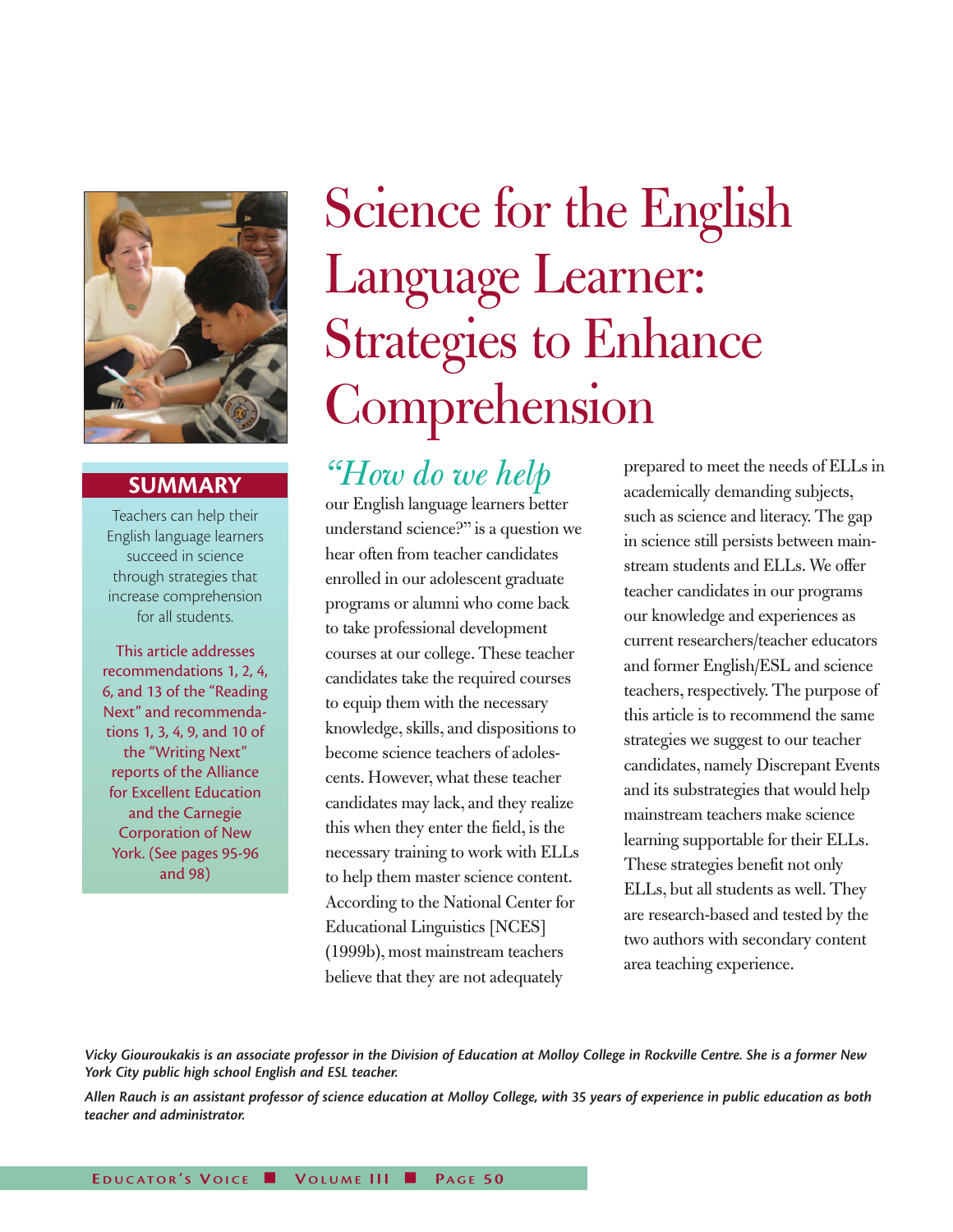# Science for the English Language Learner: Strategies to Enhance Comprehension

## SUMMARY

Teachers can help their English language learners succeed in science through strategies that increase comprehension for all students.

This article addresses recommendations 1, 2, 4, 6, and 13 of the "Reading Next" and recommendations 1, 3, 4, 9, and 10 of the "Writing Next" reports of the Alliance for Excellent Education and the Carnegie Corporation of New York. (See pages 95-96 and 98)

*"How do we help* our English language learners better understand science?" is a question we hear often from teacher candidates enrolled in our adolescent graduate programs or alumni who come back to take professional development courses at our college. These teacher candidates take the required courses to equip them with the necessary knowledge, skills, and dispositions to become science teachers of adolescents. However, what these teacher candidates may lack, and they realize this when they enter the field, is the necessary training to work with ELLs to help them master science content. According to the National Center for Educational Linguistics [NCES] (1999b), most mainstream teachers believe that they are not adequately prepared to meet the needs of ELLs in academically demanding subjects, such as science and literacy. The gap in science still persists between mainstream students and ELLs. We offer teacher candidates in our programs our knowledge and experiences as current researchers/teacher educators and former English/ESL and science teachers, respectively. The purpose of this article is to recommend the same strategies we suggest to our teacher candidates, namely Discrepant Events and its substrategies that would help mainstream teachers make science learning supportable for their ELLs. These strategies benefit not only ELLs, but all students as well. They are research-based and tested by the two authors with secondary content area teaching experience.

***Vicky Giouroukakis is an associate professor in the Division of Education at Molloy College in Rockville Centre. She is a former New York City public high school English and ESL teacher.***

***Allen Rauch is an assistant professor of science education at Molloy College, with 35 years of experience in public education as both teacher and administrator.***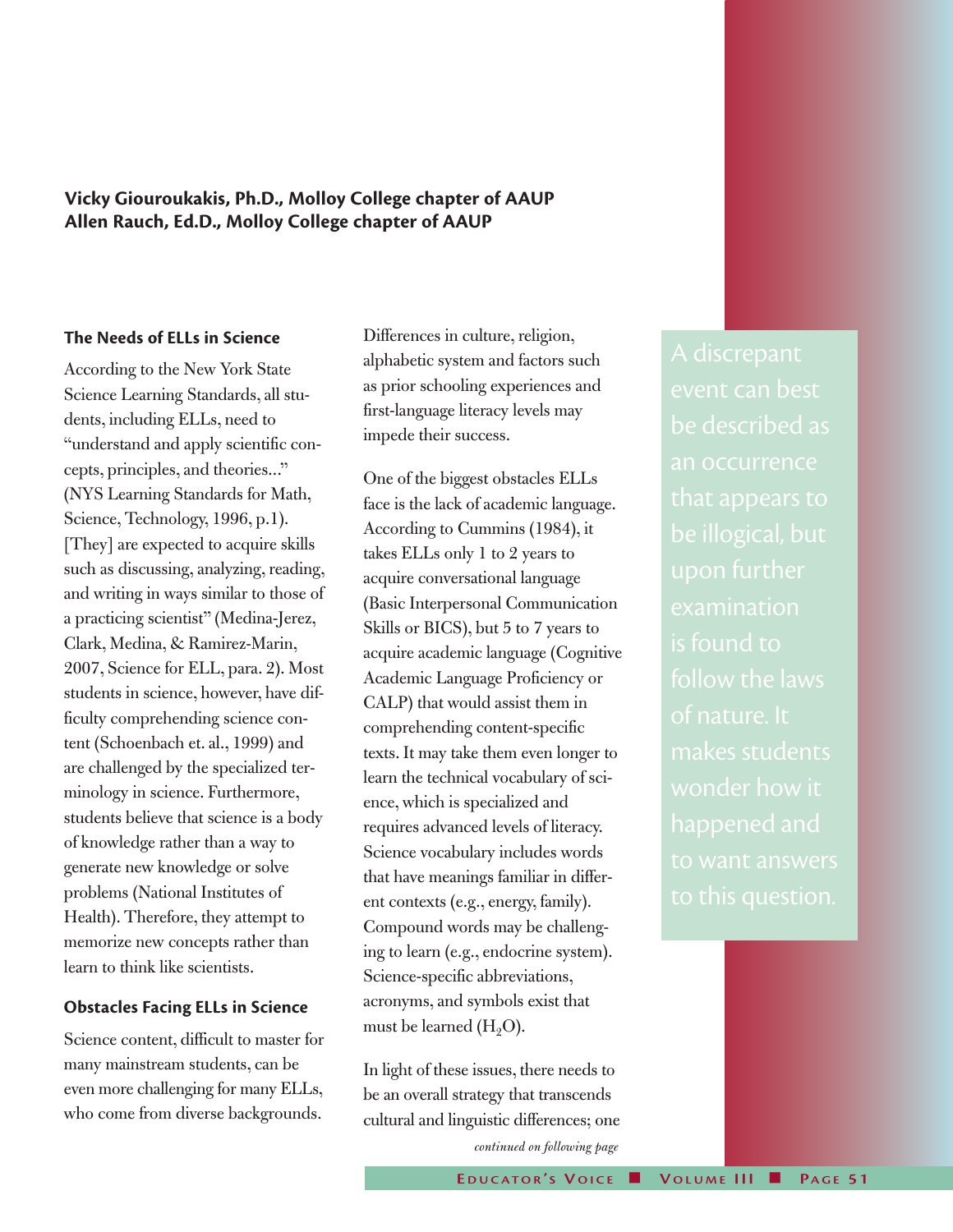**Vicky Giouroukakis, Ph.D., Molloy College chapter of AAUP**
**Allen Rauch, Ed.D., Molloy College chapter of AAUP**

### The Needs of ELLs in Science

According to the New York State Science Learning Standards, all students, including ELLs, need to "understand and apply scientific concepts, principles, and theories..." (NYS Learning Standards for Math, Science, Technology, 1996, p.1). [They] are expected to acquire skills such as discussing, analyzing, reading, and writing in ways similar to those of a practicing scientist" (Medina-Jerez, Clark, Medina, & Ramirez-Marin, 2007, Science for ELL, para. 2). Most students in science, however, have difficulty comprehending science content (Schoenbach et. al., 1999) and are challenged by the specialized terminology in science. Furthermore, students believe that science is a body of knowledge rather than a way to generate new knowledge or solve problems (National Institutes of Health). Therefore, they attempt to memorize new concepts rather than learn to think like scientists.

### Obstacles Facing ELLs in Science

Science content, difficult to master for many mainstream students, can be even more challenging for many ELLs, who come from diverse backgrounds. Differences in culture, religion, alphabetic system and factors such as prior schooling experiences and first-language literacy levels may impede their success.

One of the biggest obstacles ELLs face is the lack of academic language. According to Cummins (1984), it takes ELLs only 1 to 2 years to acquire conversational language (Basic Interpersonal Communication Skills or BICS), but 5 to 7 years to acquire academic language (Cognitive Academic Language Proficiency or CALP) that would assist them in comprehending content-specific texts. It may take them even longer to learn the technical vocabulary of science, which is specialized and requires advanced levels of literacy. Science vocabulary includes words that have meanings familiar in different contexts (e.g., energy, family). Compound words may be challenging to learn (e.g., endocrine system). Science-specific abbreviations, acronyms, and symbols exist that must be learned ($H_2O$).

In light of these issues, there needs to be an overall strategy that transcends cultural and linguistic differences; one

*continued on following page*

> A discrepant event can best be described as an occurrence that appears to be illogical, but upon further examination is found to follow the laws of nature. It makes students wonder how it happened and to want answers to this question.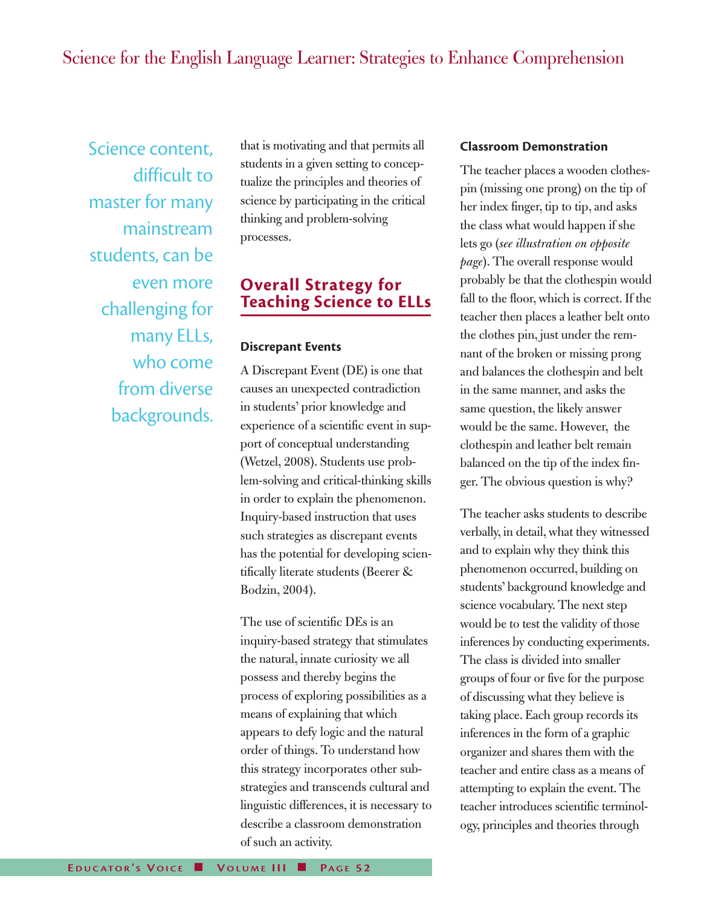Science content, difficult to master for many mainstream students, can be even more challenging for many ELLs, who come from diverse backgrounds.

that is motivating and that permits all students in a given setting to conceptualize the principles and theories of science by participating in the critical thinking and problem-solving processes.

## Overall Strategy for Teaching Science to ELLs

### Discrepant Events

A Discrepant Event (DE) is one that causes an unexpected contradiction in students' prior knowledge and experience of a scientific event in support of conceptual understanding (Wetzel, 2008). Students use problem-solving and critical-thinking skills in order to explain the phenomenon. Inquiry-based instruction that uses such strategies as discrepant events has the potential for developing scientifically literate students (Beerer & Bodzin, 2004).

The use of scientific DEs is an inquiry-based strategy that stimulates the natural, innate curiosity we all possess and thereby begins the process of exploring possibilities as a means of explaining that which appears to defy logic and the natural order of things. To understand how this strategy incorporates other sub-strategies and transcends cultural and linguistic differences, it is necessary to describe a classroom demonstration of such an activity.

### Classroom Demonstration

The teacher places a wooden clothespin (missing one prong) on the tip of her index finger, tip to tip, and asks the class what would happen if she lets go (*see illustration on opposite page*). The overall response would probably be that the clothespin would fall to the floor, which is correct. If the teacher then places a leather belt onto the clothes pin, just under the remnant of the broken or missing prong and balances the clothespin and belt in the same manner, and asks the same question, the likely answer would be the same. However, the clothespin and leather belt remain balanced on the tip of the index finger. The obvious question is why?

The teacher asks students to describe verbally, in detail, what they witnessed and to explain why they think this phenomenon occurred, building on students' background knowledge and science vocabulary. The next step would be to test the validity of those inferences by conducting experiments. The class is divided into smaller groups of four or five for the purpose of discussing what they believe is taking place. Each group records its inferences in the form of a graphic organizer and shares them with the teacher and entire class as a means of attempting to explain the event. The teacher introduces scientific terminology, principles and theories through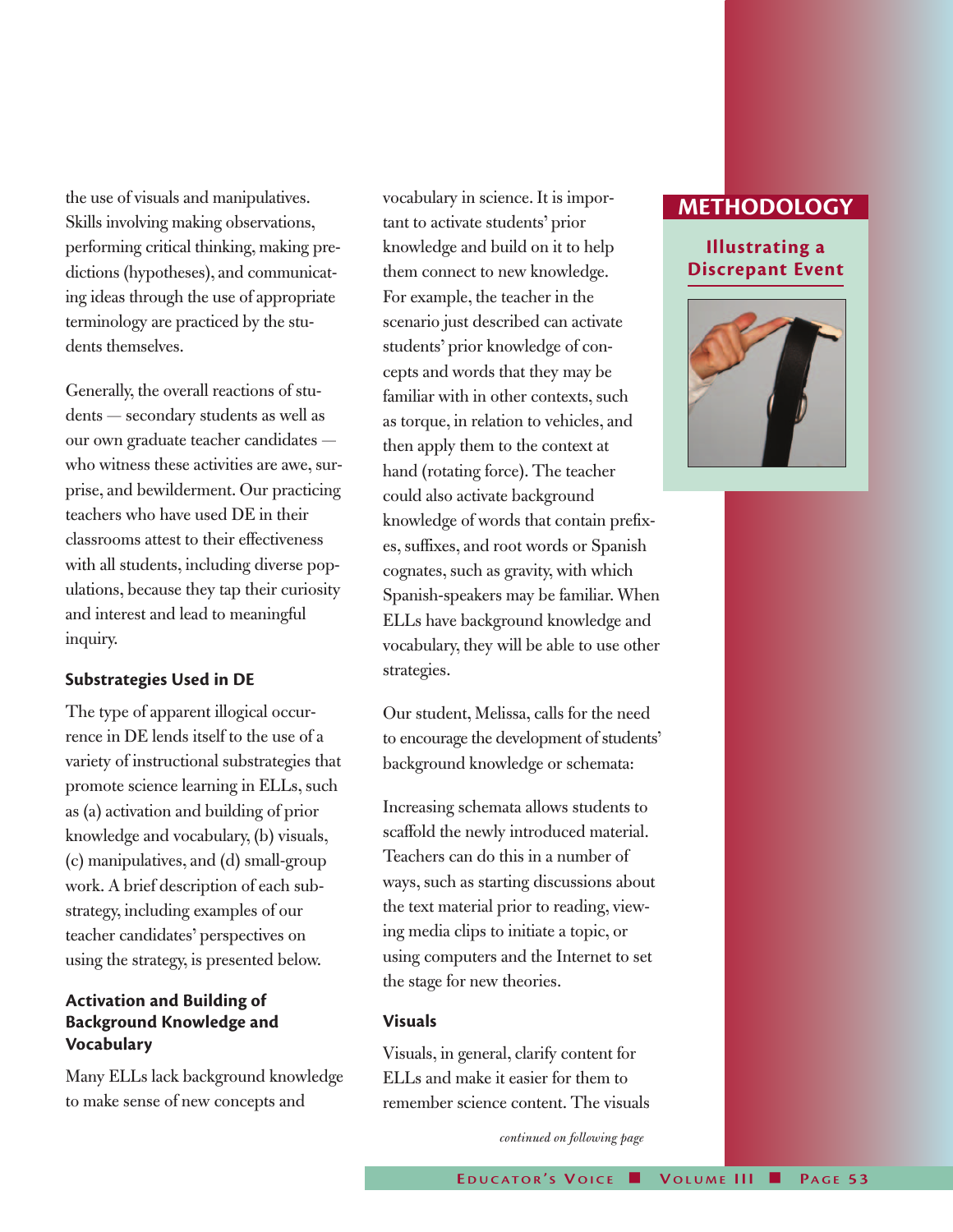the use of visuals and manipulatives. Skills involving making observations, performing critical thinking, making predictions (hypotheses), and communicating ideas through the use of appropriate terminology are practiced by the students themselves.

Generally, the overall reactions of students — secondary students as well as our own graduate teacher candidates — who witness these activities are awe, surprise, and bewilderment. Our practicing teachers who have used DE in their classrooms attest to their effectiveness with all students, including diverse populations, because they tap their curiosity and interest and lead to meaningful inquiry.

### Substrategies Used in DE

The type of apparent illogical occurrence in DE lends itself to the use of a variety of instructional substrategies that promote science learning in ELLs, such as (a) activation and building of prior knowledge and vocabulary, (b) visuals, (c) manipulatives, and (d) small-group work. A brief description of each substrategy, including examples of our teacher candidates' perspectives on using the strategy, is presented below.

### Activation and Building of Background Knowledge and Vocabulary

Many ELLs lack background knowledge to make sense of new concepts and vocabulary in science. It is important to activate students' prior knowledge and build on it to help them connect to new knowledge. For example, the teacher in the scenario just described can activate students' prior knowledge of concepts and words that they may be familiar with in other contexts, such as torque, in relation to vehicles, and then apply them to the context at hand (rotating force). The teacher could also activate background knowledge of words that contain prefixes, suffixes, and root words or Spanish cognates, such as gravity, with which Spanish-speakers may be familiar. When ELLs have background knowledge and vocabulary, they will be able to use other strategies.

Our student, Melissa, calls for the need to encourage the development of students' background knowledge or schemata:

Increasing schemata allows students to scaffold the newly introduced material. Teachers can do this in a number of ways, such as starting discussions about the text material prior to reading, viewing media clips to initiate a topic, or using computers and the Internet to set the stage for new theories.

### Visuals

Visuals, in general, clarify content for ELLs and make it easier for them to remember science content. The visuals

*continued on following page*

**METHODOLOGY**

**Illustrating a Discrepant Event**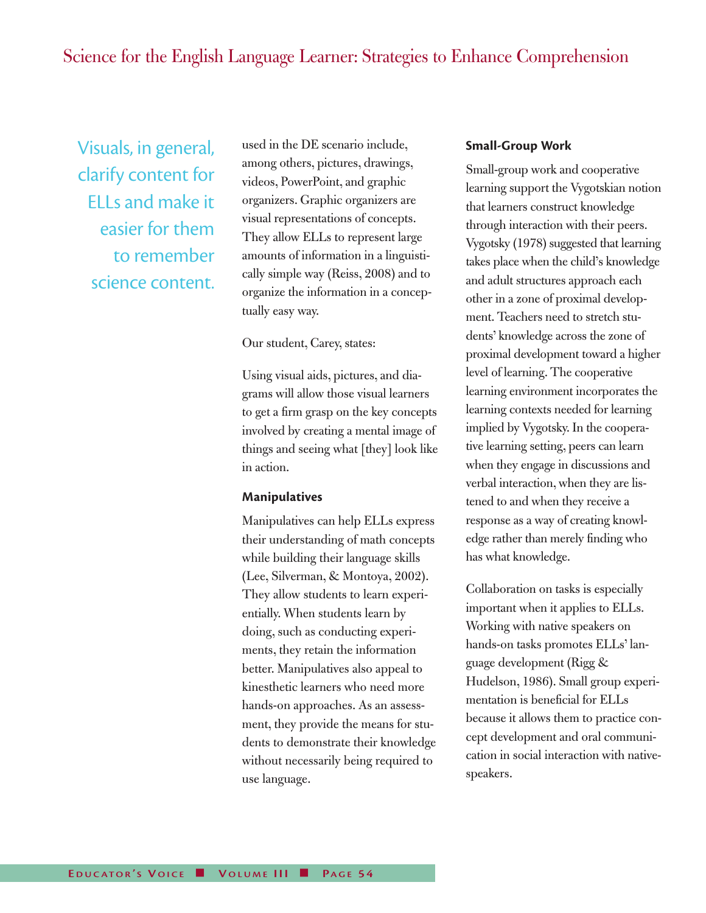Visuals, in general, clarify content for ELLs and make it easier for them to remember science content.

used in the DE scenario include, among others, pictures, drawings, videos, PowerPoint, and graphic organizers. Graphic organizers are visual representations of concepts. They allow ELLs to represent large amounts of information in a linguistically simple way (Reiss, 2008) and to organize the information in a conceptually easy way.

Our student, Carey, states:

Using visual aids, pictures, and diagrams will allow those visual learners to get a firm grasp on the key concepts involved by creating a mental image of things and seeing what [they] look like in action.

**Manipulatives**

Manipulatives can help ELLs express their understanding of math concepts while building their language skills (Lee, Silverman, & Montoya, 2002). They allow students to learn experientially. When students learn by doing, such as conducting experiments, they retain the information better. Manipulatives also appeal to kinesthetic learners who need more hands-on approaches. As an assessment, they provide the means for students to demonstrate their knowledge without necessarily being required to use language.

**Small-Group Work**

Small-group work and cooperative learning support the Vygotskian notion that learners construct knowledge through interaction with their peers. Vygotsky (1978) suggested that learning takes place when the child's knowledge and adult structures approach each other in a zone of proximal development. Teachers need to stretch students' knowledge across the zone of proximal development toward a higher level of learning. The cooperative learning environment incorporates the learning contexts needed for learning implied by Vygotsky. In the cooperative learning setting, peers can learn when they engage in discussions and verbal interaction, when they are listened to and when they receive a response as a way of creating knowledge rather than merely finding who has what knowledge.

Collaboration on tasks is especially important when it applies to ELLs. Working with native speakers on hands-on tasks promotes ELLs' language development (Rigg & Hudelson, 1986). Small group experimentation is beneficial for ELLs because it allows them to practice concept development and oral communication in social interaction with native-speakers.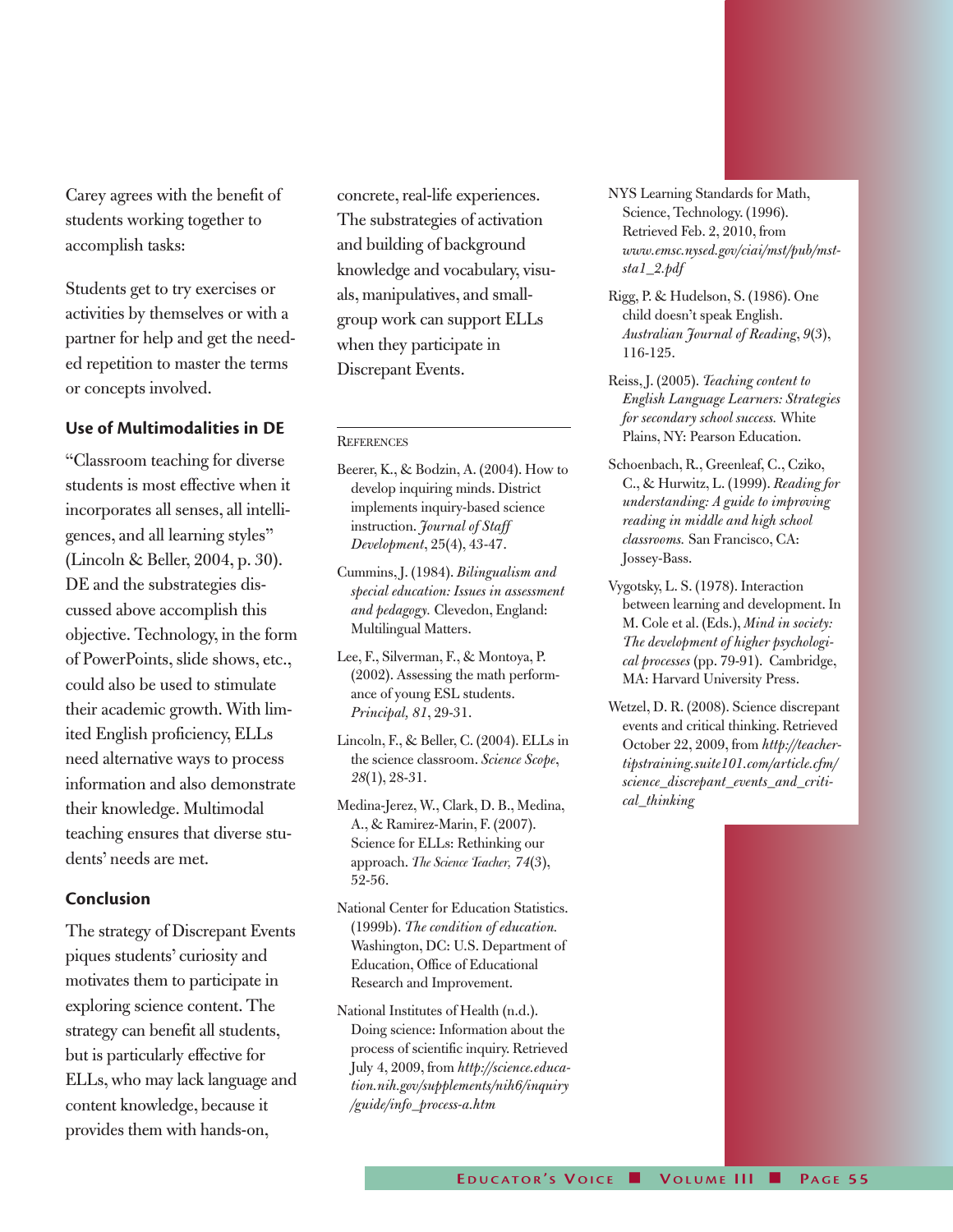Carey agrees with the benefit of students working together to accomplish tasks:

Students get to try exercises or activities by themselves or with a partner for help and get the needed repetition to master the terms or concepts involved.

### Use of Multimodalities in DE

"Classroom teaching for diverse students is most effective when it incorporates all senses, all intelligences, and all learning styles" (Lincoln & Beller, 2004, p. 30). DE and the substrategies discussed above accomplish this objective. Technology, in the form of PowerPoints, slide shows, etc., could also be used to stimulate their academic growth. With limited English proficiency, ELLs need alternative ways to process information and also demonstrate their knowledge. Multimodal teaching ensures that diverse students' needs are met.

### Conclusion

The strategy of Discrepant Events piques students' curiosity and motivates them to participate in exploring science content. The strategy can benefit all students, but is particularly effective for ELLs, who may lack language and content knowledge, because it provides them with hands-on, concrete, real-life experiences. The substrategies of activation and building of background knowledge and vocabulary, visuals, manipulatives, and small-group work can support ELLs when they participate in Discrepant Events.

### References

Beerer, K., & Bodzin, A. (2004). How to develop inquiring minds. District implements inquiry-based science instruction. *Journal of Staff Development*, 25(4), 43-47.

Cummins, J. (1984). *Bilingualism and special education: Issues in assessment and pedagogy.* Clevedon, England: Multilingual Matters.

Lee, F., Silverman, F., & Montoya, P. (2002). Assessing the math performance of young ESL students. *Principal, 81*, 29-31.

Lincoln, F., & Beller, C. (2004). ELLs in the science classroom. *Science Scope*, *28*(1), 28-31.

Medina-Jerez, W., Clark, D. B., Medina, A., & Ramirez-Marin, F. (2007). Science for ELLs: Rethinking our approach. *The Science Teacher, 74*(3), 52-56.

National Center for Education Statistics. (1999b). *The condition of education.* Washington, DC: U.S. Department of Education, Office of Educational Research and Improvement.

National Institutes of Health (n.d.). Doing science: Information about the process of scientific inquiry. Retrieved July 4, 2009, from *http://science.education.nih.gov/supplements/nih6/inquiry/guide/info_process-a.htm*

NYS Learning Standards for Math, Science, Technology. (1996). Retrieved Feb. 2, 2010, from *www.emsc.nysed.gov/ciai/mst/pub/mststa1_2.pdf*

Rigg, P. & Hudelson, S. (1986). One child doesn't speak English. *Australian Journal of Reading*, *9*(3), 116-125.

Reiss, J. (2005). *Teaching content to English Language Learners: Strategies for secondary school success.* White Plains, NY: Pearson Education.

Schoenbach, R., Greenleaf, C., Cziko, C., & Hurwitz, L. (1999). *Reading for understanding: A guide to improving reading in middle and high school classrooms.* San Francisco, CA: Jossey-Bass.

Vygotsky, L. S. (1978). Interaction between learning and development. In M. Cole et al. (Eds.), *Mind in society: The development of higher psychological processes* (pp. 79-91). Cambridge, MA: Harvard University Press.

Wetzel, D. R. (2008). Science discrepant events and critical thinking. Retrieved October 22, 2009, from *http://teachertipstraining.suite101.com/article.cfm/science_discrepant_events_and_critical_thinking*